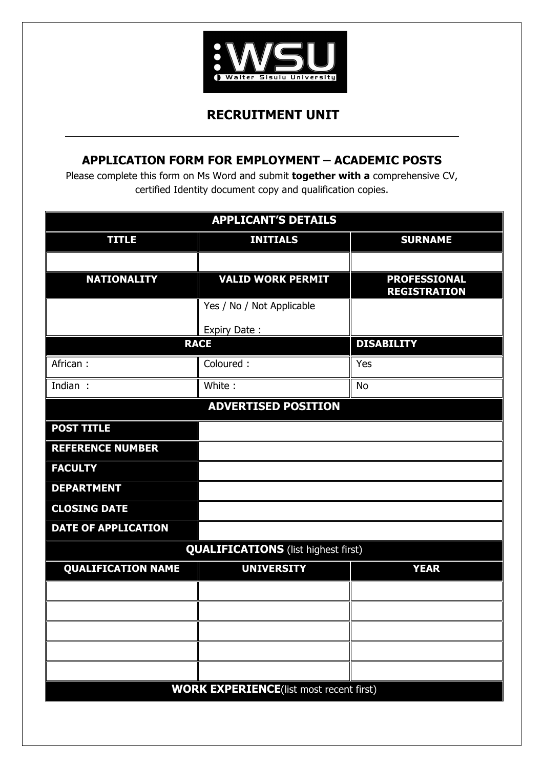# RECRUITMENT UNIT

## APPLICATION FORM FOR EMPLOYMENT – ACADEMIC POSTS

Please complete this form on Ms Word and submit **together with a** comprehensive CV, certified Identity document copy and qualification copies.

| **APPLICANT'S DETAILS** | | |
|---|---|---|
| **TITLE** | **INITIALS** | **SURNAME** |
| | | |
| **NATIONALITY** | **VALID WORK PERMIT** | **PROFESSIONAL REGISTRATION** |
| | Yes / No / Not Applicable<br><br>Expiry Date : | |
| **RACE** | | **DISABILITY** |
| African : | Coloured : | Yes |
| Indian : | White : | No |
| **ADVERTISED POSITION** | | |
| **POST TITLE** | | |
| **REFERENCE NUMBER** | | |
| **FACULTY** | | |
| **DEPARTMENT** | | |
| **CLOSING DATE** | | |
| **DATE OF APPLICATION** | | |
| **QUALIFICATIONS** (list highest first) | | |
| **QUALIFICATION NAME** | **UNIVERSITY** | **YEAR** |
| | | |
| | | |
| | | |
| | | |
| | | |
| **WORK EXPERIENCE**(list most recent first) | | |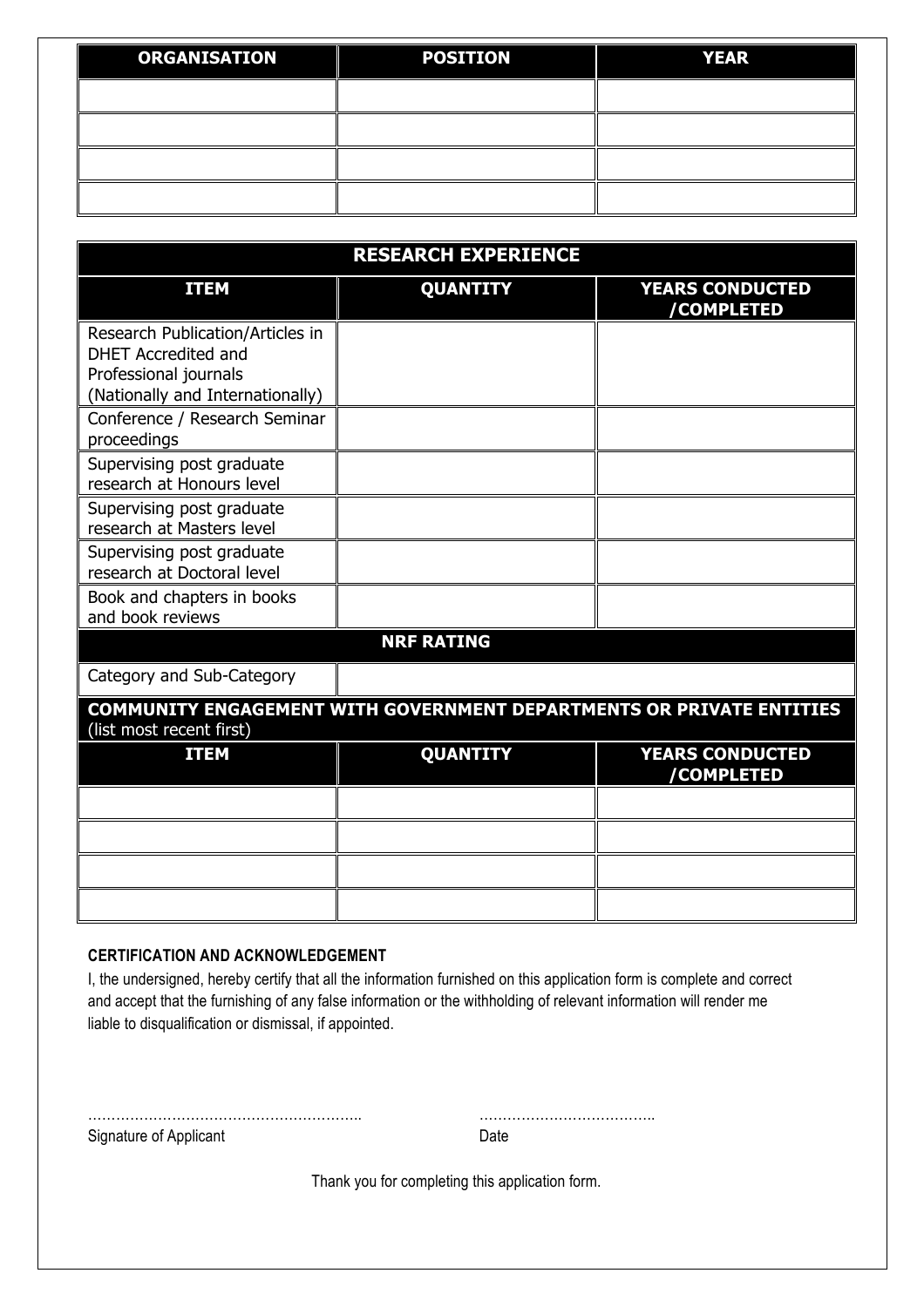| ORGANISATION | POSITION | YEAR |
|---|---|---|
| | | |
| | | |
| | | |
| | | |

| RESEARCH EXPERIENCE | | |
|---|---|---|
| **ITEM** | **QUANTITY** | **YEARS CONDUCTED /COMPLETED** |
| Research Publication/Articles in DHET Accredited and Professional journals (Nationally and Internationally) | | |
| Conference / Research Seminar proceedings | | |
| Supervising post graduate research at Honours level | | |
| Supervising post graduate research at Masters level | | |
| Supervising post graduate research at Doctoral level | | |
| Book and chapters in books and book reviews | | |
| **NRF RATING** | | |
| Category and Sub-Category | | |
| **COMMUNITY ENGAGEMENT WITH GOVERNMENT DEPARTMENTS OR PRIVATE ENTITIES** (list most recent first) | | |
| **ITEM** | **QUANTITY** | **YEARS CONDUCTED /COMPLETED** |
| | | |
| | | |
| | | |
| | | |

**CERTIFICATION AND ACKNOWLEDGEMENT**

I, the undersigned, hereby certify that all the information furnished on this application form is complete and correct and accept that the furnishing of any false information or the withholding of relevant information will render me liable to disqualification or dismissal, if appointed.

………………………………………………….. ………………………………..

Signature of Applicant Date

Thank you for completing this application form.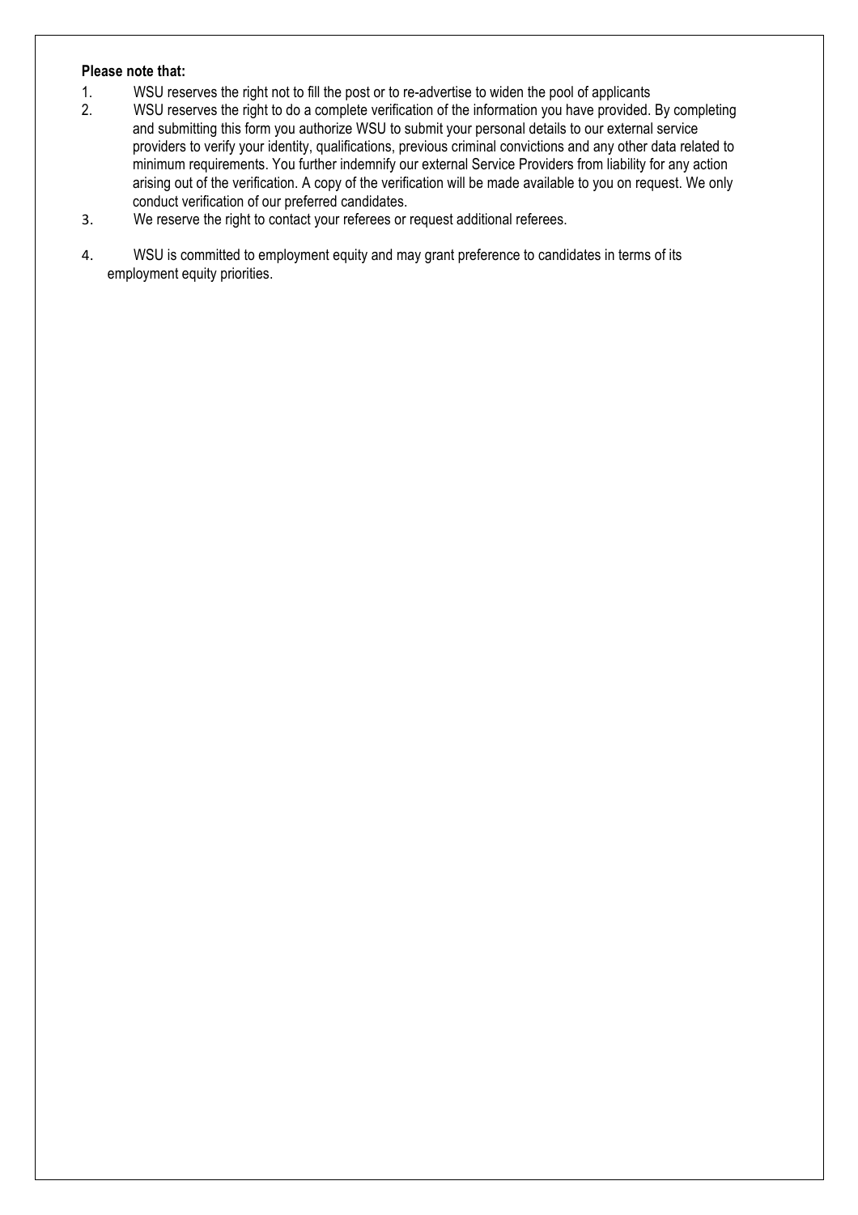**Please note that:**

1. WSU reserves the right not to fill the post or to re-advertise to widen the pool of applicants
2. WSU reserves the right to do a complete verification of the information you have provided. By completing and submitting this form you authorize WSU to submit your personal details to our external service providers to verify your identity, qualifications, previous criminal convictions and any other data related to minimum requirements. You further indemnify our external Service Providers from liability for any action arising out of the verification. A copy of the verification will be made available to you on request. We only conduct verification of our preferred candidates.
3. We reserve the right to contact your referees or request additional referees.
4. WSU is committed to employment equity and may grant preference to candidates in terms of its employment equity priorities.